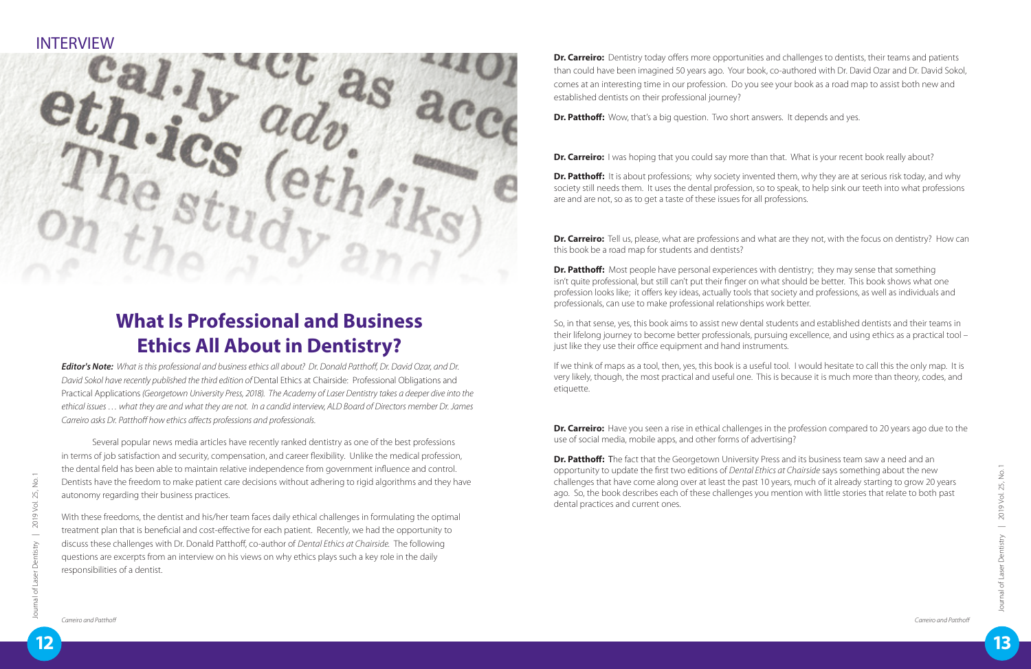INTERVIEW

# What Is Professional and Business Ethics All About in Dentistry?

***Editor's Note:*** *What is this professional and business ethics all about? Dr. Donald Patthoff, Dr. David Ozar, and Dr. David Sokol have recently published the third edition of* Dental Ethics at Chairside: Professional Obligations and Practical Applications *(Georgetown University Press, 2018). The Academy of Laser Dentistry takes a deeper dive into the ethical issues … what they are and what they are not. In a candid interview, ALD Board of Directors member Dr. James Carreiro asks Dr. Patthoff how ethics affects professions and professionals.*

Several popular news media articles have recently ranked dentistry as one of the best professions in terms of job satisfaction and security, compensation, and career flexibility. Unlike the medical profession, the dental field has been able to maintain relative independence from government influence and control. Dentists have the freedom to make patient care decisions without adhering to rigid algorithms and they have autonomy regarding their business practices.

With these freedoms, the dentist and his/her team faces daily ethical challenges in formulating the optimal treatment plan that is beneficial and cost-effective for each patient. Recently, we had the opportunity to discuss these challenges with Dr. Donald Patthoff, co-author of *Dental Ethics at Chairside*. The following questions are excerpts from an interview on his views on why ethics plays such a key role in the daily responsibilities of a dentist.

**Dr. Carreiro:** Dentistry today offers more opportunities and challenges to dentists, their teams and patients than could have been imagined 50 years ago. Your book, co-authored with Dr. David Ozar and Dr. David Sokol, comes at an interesting time in our profession. Do you see your book as a road map to assist both new and established dentists on their professional journey?

**Dr. Patthoff:** Wow, that's a big question. Two short answers. It depends and yes.

**Dr. Carreiro:** I was hoping that you could say more than that. What is your recent book really about?

**Dr. Patthoff:** It is about professions; why society invented them, why they are at serious risk today, and why society still needs them. It uses the dental profession, so to speak, to help sink our teeth into what professions are and are not, so as to get a taste of these issues for all professions.

**Dr. Carreiro:** Tell us, please, what are professions and what are they not, with the focus on dentistry? How can this book be a road map for students and dentists?

**Dr. Patthoff:** Most people have personal experiences with dentistry; they may sense that something isn't quite professional, but still can't put their finger on what should be better. This book shows what one profession looks like; it offers key ideas, actually tools that society and professions, as well as individuals and professionals, can use to make professional relationships work better.

So, in that sense, yes, this book aims to assist new dental students and established dentists and their teams in their lifelong journey to become better professionals, pursuing excellence, and using ethics as a practical tool – just like they use their office equipment and hand instruments.

If we think of maps as a tool, then, yes, this book is a useful tool. I would hesitate to call this the only map. It is very likely, though, the most practical and useful one. This is because it is much more than theory, codes, and etiquette.

**Dr. Carreiro:** Have you seen a rise in ethical challenges in the profession compared to 20 years ago due to the use of social media, mobile apps, and other forms of advertising?

**Dr. Patthoff:** The fact that the Georgetown University Press and its business team saw a need and an opportunity to update the first two editions of *Dental Ethics at Chairside* says something about the new challenges that have come along over at least the past 10 years, much of it already starting to grow 20 years ago. So, the book describes each of these challenges you mention with little stories that relate to both past dental practices and current ones.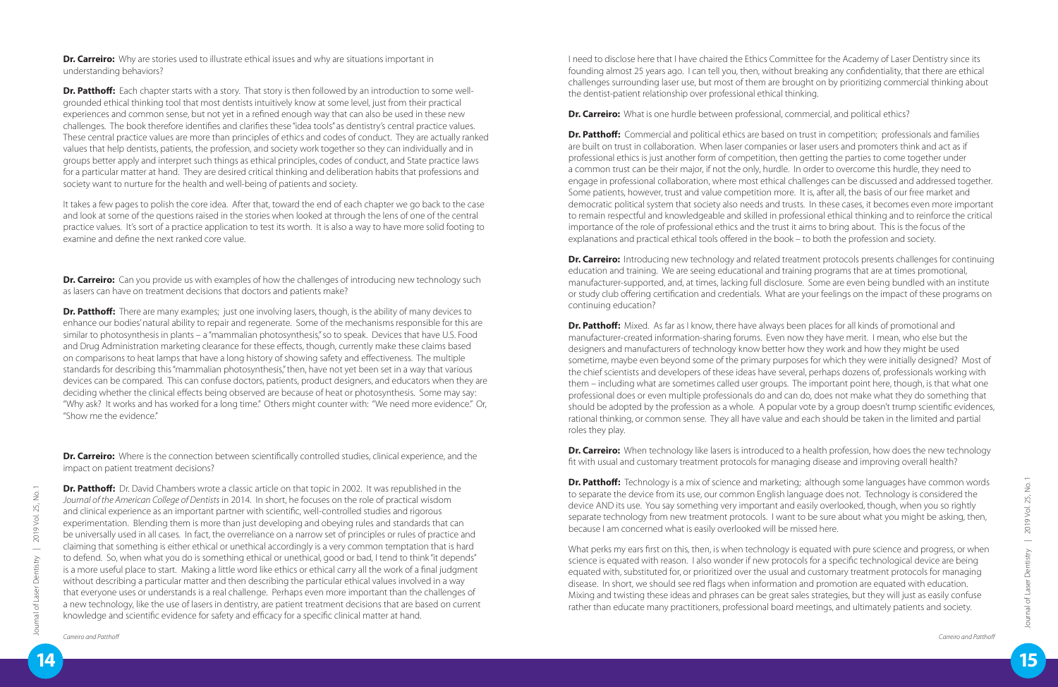**Dr. Carreiro:** Why are stories used to illustrate ethical issues and why are situations important in understanding behaviors?

**Dr. Patthoff:** Each chapter starts with a story. That story is then followed by an introduction to some well-grounded ethical thinking tool that most dentists intuitively know at some level, just from their practical experiences and common sense, but not yet in a refined enough way that can also be used in these new challenges. The book therefore identifies and clarifies these "idea tools" as dentistry's central practice values. These central practice values are more than principles of ethics and codes of conduct. They are actually ranked values that help dentists, patients, the profession, and society work together so they can individually and in groups better apply and interpret such things as ethical principles, codes of conduct, and State practice laws for a particular matter at hand. They are desired critical thinking and deliberation habits that professions and society want to nurture for the health and well-being of patients and society.

It takes a few pages to polish the core idea. After that, toward the end of each chapter we go back to the case and look at some of the questions raised in the stories when looked at through the lens of one of the central practice values. It's sort of a practice application to test its worth. It is also a way to have more solid footing to examine and define the next ranked core value.

**Dr. Carreiro:** Can you provide us with examples of how the challenges of introducing new technology such as lasers can have on treatment decisions that doctors and patients make?

**Dr. Patthoff:** There are many examples; just one involving lasers, though, is the ability of many devices to enhance our bodies' natural ability to repair and regenerate. Some of the mechanisms responsible for this are similar to photosynthesis in plants – a "mammalian photosynthesis," so to speak. Devices that have U.S. Food and Drug Administration marketing clearance for these effects, though, currently make these claims based on comparisons to heat lamps that have a long history of showing safety and effectiveness. The multiple standards for describing this "mammalian photosynthesis," then, have not yet been set in a way that various devices can be compared. This can confuse doctors, patients, product designers, and educators when they are deciding whether the clinical effects being observed are because of heat or photosynthesis. Some may say: "Why ask? It works and has worked for a long time." Others might counter with: "We need more evidence." Or, "Show me the evidence."

**Dr. Carreiro:** Where is the connection between scientifically controlled studies, clinical experience, and the impact on patient treatment decisions?

**Dr. Patthoff:** Dr. David Chambers wrote a classic article on that topic in 2002. It was republished in the *Journal of the American College of Dentists* in 2014. In short, he focuses on the role of practical wisdom and clinical experience as an important partner with scientific, well-controlled studies and rigorous experimentation. Blending them is more than just developing and obeying rules and standards that can be universally used in all cases. In fact, the overreliance on a narrow set of principles or rules of practice and claiming that something is either ethical or unethical accordingly is a very common temptation that is hard to defend. So, when what you do is something ethical or unethical, good or bad, I tend to think "it depends" is a more useful place to start. Making a little word like ethics or ethical carry all the work of a final judgment without describing a particular matter and then describing the particular ethical values involved in a way that everyone uses or understands is a real challenge. Perhaps even more important than the challenges of a new technology, like the use of lasers in dentistry, are patient treatment decisions that are based on current knowledge and scientific evidence for safety and efficacy for a specific clinical matter at hand.

I need to disclose here that I have chaired the Ethics Committee for the Academy of Laser Dentistry since its founding almost 25 years ago. I can tell you, then, without breaking any confidentiality, that there are ethical challenges surrounding laser use, but most of them are brought on by prioritizing commercial thinking about the dentist-patient relationship over professional ethical thinking.

**Dr. Carreiro:** What is one hurdle between professional, commercial, and political ethics?

**Dr. Patthoff:** Commercial and political ethics are based on trust in competition; professionals and families are built on trust in collaboration. When laser companies or laser users and promoters think and act as if professional ethics is just another form of competition, then getting the parties to come together under a common trust can be their major, if not the only, hurdle. In order to overcome this hurdle, they need to engage in professional collaboration, where most ethical challenges can be discussed and addressed together. Some patients, however, trust and value competition more. It is, after all, the basis of our free market and democratic political system that society also needs and trusts. In these cases, it becomes even more important to remain respectful and knowledgeable and skilled in professional ethical thinking and to reinforce the critical importance of the role of professional ethics and the trust it aims to bring about. This is the focus of the explanations and practical ethical tools offered in the book – to both the profession and society.

**Dr. Carreiro:** Introducing new technology and related treatment protocols presents challenges for continuing education and training. We are seeing educational and training programs that are at times promotional, manufacturer-supported, and, at times, lacking full disclosure. Some are even being bundled with an institute or study club offering certification and credentials. What are your feelings on the impact of these programs on continuing education?

**Dr. Patthoff:** Mixed. As far as I know, there have always been places for all kinds of promotional and manufacturer-created information-sharing forums. Even now they have merit. I mean, who else but the designers and manufacturers of technology know better how they work and how they might be used sometime, maybe even beyond some of the primary purposes for which they were initially designed? Most of the chief scientists and developers of these ideas have several, perhaps dozens of, professionals working with them – including what are sometimes called user groups. The important point here, though, is that what one professional does or even multiple professionals do and can do, does not make what they do something that should be adopted by the profession as a whole. A popular vote by a group doesn't trump scientific evidences, rational thinking, or common sense. They all have value and each should be taken in the limited and partial roles they play.

**Dr. Carreiro:** When technology like lasers is introduced to a health profession, how does the new technology fit with usual and customary treatment protocols for managing disease and improving overall health?

**Dr. Patthoff:** Technology is a mix of science and marketing; although some languages have common words to separate the device from its use, our common English language does not. Technology is considered the device AND its use. You say something very important and easily overlooked, though, when you so rightly separate technology from new treatment protocols. I want to be sure about what you might be asking, then, because I am concerned what is easily overlooked will be missed here.

What perks my ears first on this, then, is when technology is equated with pure science and progress, or when science is equated with reason. I also wonder if new protocols for a specific technological device are being equated with, substituted for, or prioritized over the usual and customary treatment protocols for managing disease. In short, we should see red flags when information and promotion are equated with education. Mixing and twisting these ideas and phrases can be great sales strategies, but they will just as easily confuse rather than educate many practitioners, professional board meetings, and ultimately patients and society.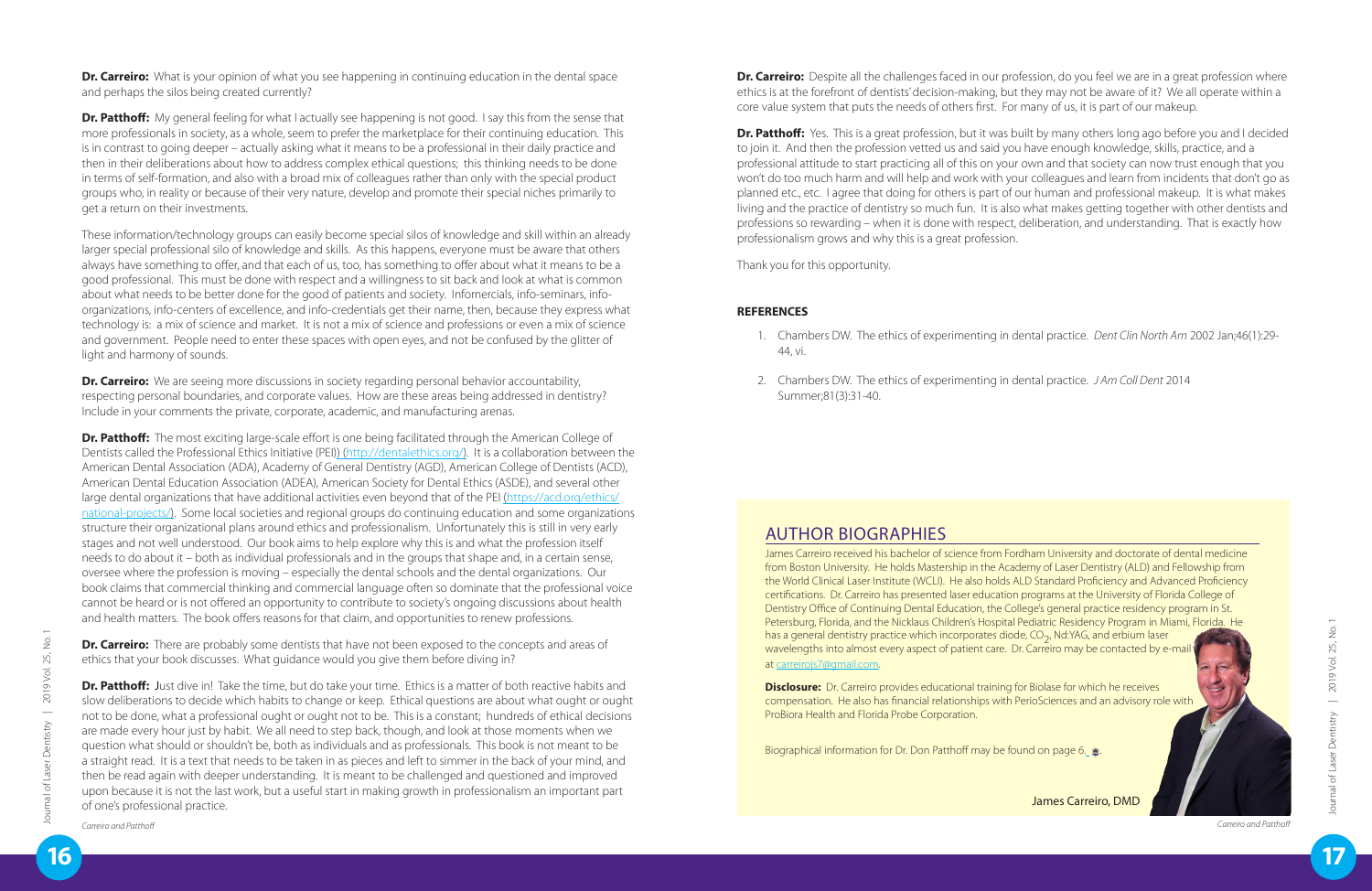**Dr. Carreiro:** What is your opinion of what you see happening in continuing education in the dental space and perhaps the silos being created currently?

**Dr. Patthoff:** My general feeling for what I actually see happening is not good. I say this from the sense that more professionals in society, as a whole, seem to prefer the marketplace for their continuing education. This is in contrast to going deeper – actually asking what it means to be a professional in their daily practice and then in their deliberations about how to address complex ethical questions; this thinking needs to be done in terms of self-formation, and also with a broad mix of colleagues rather than only with the special product groups who, in reality or because of their very nature, develop and promote their special niches primarily to get a return on their investments.

These information/technology groups can easily become special silos of knowledge and skill within an already larger special professional silo of knowledge and skills. As this happens, everyone must be aware that others always have something to offer, and that each of us, too, has something to offer about what it means to be a good professional. This must be done with respect and a willingness to sit back and look at what is common about what needs to be better done for the good of patients and society. Infomercials, info-seminars, info-organizations, info-centers of excellence, and info-credentials get their name, then, because they express what technology is: a mix of science and market. It is not a mix of science and professions or even a mix of science and government. People need to enter these spaces with open eyes, and not be confused by the glitter of light and harmony of sounds.

**Dr. Carreiro:** We are seeing more discussions in society regarding personal behavior accountability, respecting personal boundaries, and corporate values. How are these areas being addressed in dentistry? Include in your comments the private, corporate, academic, and manufacturing arenas.

**Dr. Patthoff:** The most exciting large-scale effort is one being facilitated through the American College of Dentists called the Professional Ethics Initiative (PEI)) (http://dentalethics.org/). It is a collaboration between the American Dental Association (ADA), Academy of General Dentistry (AGD), American College of Dentists (ACD), American Dental Education Association (ADEA), American Society for Dental Ethics (ASDE), and several other large dental organizations that have additional activities even beyond that of the PEI (https://acd.org/ethics/national-projects/). Some local societies and regional groups do continuing education and some organizations structure their organizational plans around ethics and professionalism. Unfortunately this is still in very early stages and not well understood. Our book aims to help explore why this is and what the profession itself needs to do about it – both as individual professionals and in the groups that shape and, in a certain sense, oversee where the profession is moving – especially the dental schools and the dental organizations. Our book claims that commercial thinking and commercial language often so dominate that the professional voice cannot be heard or is not offered an opportunity to contribute to society's ongoing discussions about health and health matters. The book offers reasons for that claim, and opportunities to renew professions.

**Dr. Carreiro:** There are probably some dentists that have not been exposed to the concepts and areas of ethics that your book discusses. What guidance would you give them before diving in?

**Dr. Patthoff:** Just dive in! Take the time, but do take your time. Ethics is a matter of both reactive habits and slow deliberations to decide which habits to change or keep. Ethical questions are about what ought or ought not to be done, what a professional ought or ought not to be. This is a constant; hundreds of ethical decisions are made every hour just by habit. We all need to step back, though, and look at those moments when we question what should or shouldn't be, both as individuals and as professionals. This book is not meant to be a straight read. It is a text that needs to be taken in as pieces and left to simmer in the back of your mind, and then be read again with deeper understanding. It is meant to be challenged and questioned and improved upon because it is not the last work, but a useful start in making growth in professionalism an important part of one's professional practice.

**Dr. Carreiro:** Despite all the challenges faced in our profession, do you feel we are in a great profession where ethics is at the forefront of dentists' decision-making, but they may not be aware of it? We all operate within a core value system that puts the needs of others first. For many of us, it is part of our makeup.

**Dr. Patthoff:** Yes. This is a great profession, but it was built by many others long ago before you and I decided to join it. And then the profession vetted us and said you have enough knowledge, skills, practice, and a professional attitude to start practicing all of this on your own and that society can now trust enough that you won't do too much harm and will help and work with your colleagues and learn from incidents that don't go as planned etc., etc. I agree that doing for others is part of our human and professional makeup. It is what makes living and the practice of dentistry so much fun. It is also what makes getting together with other dentists and professions so rewarding – when it is done with respect, deliberation, and understanding. That is exactly how professionalism grows and why this is a great profession.

Thank you for this opportunity.

### REFERENCES

1. Chambers DW. The ethics of experimenting in dental practice. *Dent Clin North Am* 2002 Jan;46(1):29-44, vi.
2. Chambers DW. The ethics of experimenting in dental practice. *J Am Coll Dent* 2014 Summer;81(3):31-40.

## AUTHOR BIOGRAPHIES

James Carreiro received his bachelor of science from Fordham University and doctorate of dental medicine from Boston University. He holds Mastership in the Academy of Laser Dentistry (ALD) and Fellowship from the World Clinical Laser Institute (WCLI). He also holds ALD Standard Proficiency and Advanced Proficiency certifications. Dr. Carreiro has presented laser education programs at the University of Florida College of Dentistry Office of Continuing Dental Education, the College's general practice residency program in St. Petersburg, Florida, and the Nicklaus Children's Hospital Pediatric Residency Program in Miami, Florida. He has a general dentistry practice which incorporates diode, $CO_2$, Nd:YAG, and erbium laser wavelengths into almost every aspect of patient care. Dr. Carreiro may be contacted by e-mail at carreirojs7@gmail.com.

**Disclosure:** Dr. Carreiro provides educational training for Biolase for which he receives compensation. He also has financial relationships with PerioSciences and an advisory role with ProBiora Health and Florida Probe Corporation.

Biographical information for Dr. Don Patthoff may be found on page 6.

James Carreiro, DMD